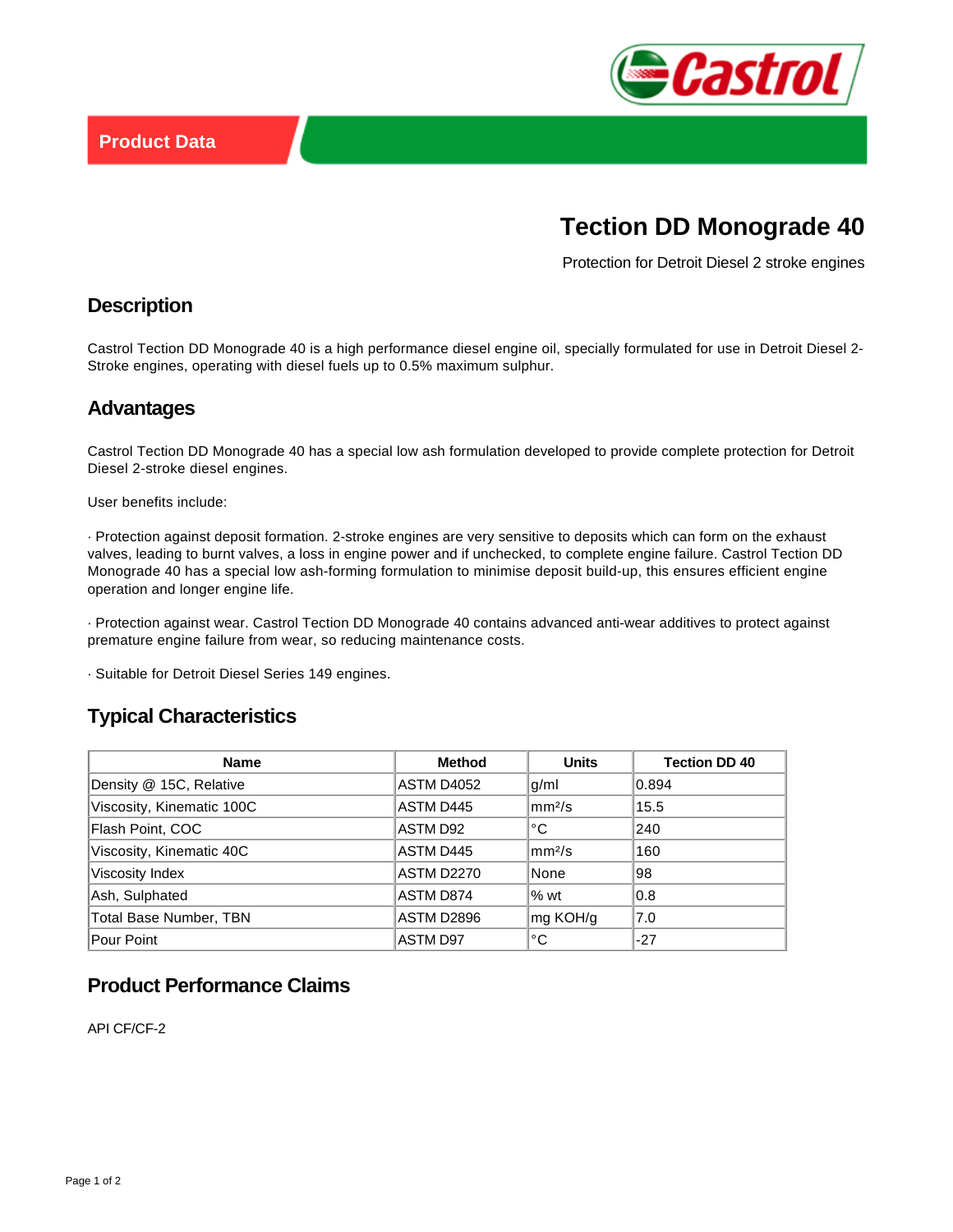Product Data

# Tection DD Monograde 40

Protection for Detroit Diesel 2 stroke engines

## Description

Castrol Tection DD Monograde 40 is a high performance diesel engine oil, specially formulated for use in Detroit Diesel 2-Stroke engines, operating with diesel fuels up to 0.5% maximum sulphur.

## Advantages

Castrol Tection DD Monograde 40 has a special low ash formulation developed to provide complete protection for Detroit Diesel 2-stroke diesel engines.

User benefits include:

· Protection against deposit formation. 2-stroke engines are very sensitive to deposits which can form on the exhaust valves, leading to burnt valves, a loss in engine power and if unchecked, to complete engine failure. Castrol Tection DD Monograde 40 has a special low ash-forming formulation to minimise deposit build-up, this ensures efficient engine operation and longer engine life.

· Protection against wear. Castrol Tection DD Monograde 40 contains advanced anti-wear additives to protect against premature engine failure from wear, so reducing maintenance costs.

· Suitable for Detroit Diesel Series 149 engines.

## Typical Characteristics

| Name | Method | Units | Tection DD 40 |
| --- | --- | --- | --- |
| Density @ 15C, Relative | ASTM D4052 | g/ml | 0.894 |
| Viscosity, Kinematic 100C | ASTM D445 | $mm^2/s$ | 15.5 |
| Flash Point, COC | ASTM D92 | °C | 240 |
| Viscosity, Kinematic 40C | ASTM D445 | $mm^2/s$ | 160 |
| Viscosity Index | ASTM D2270 | None | 98 |
| Ash, Sulphated | ASTM D874 | % wt | 0.8 |
| Total Base Number, TBN | ASTM D2896 | mg KOH/g | 7.0 |
| Pour Point | ASTM D97 | °C | -27 |

## Product Performance Claims

API CF/CF-2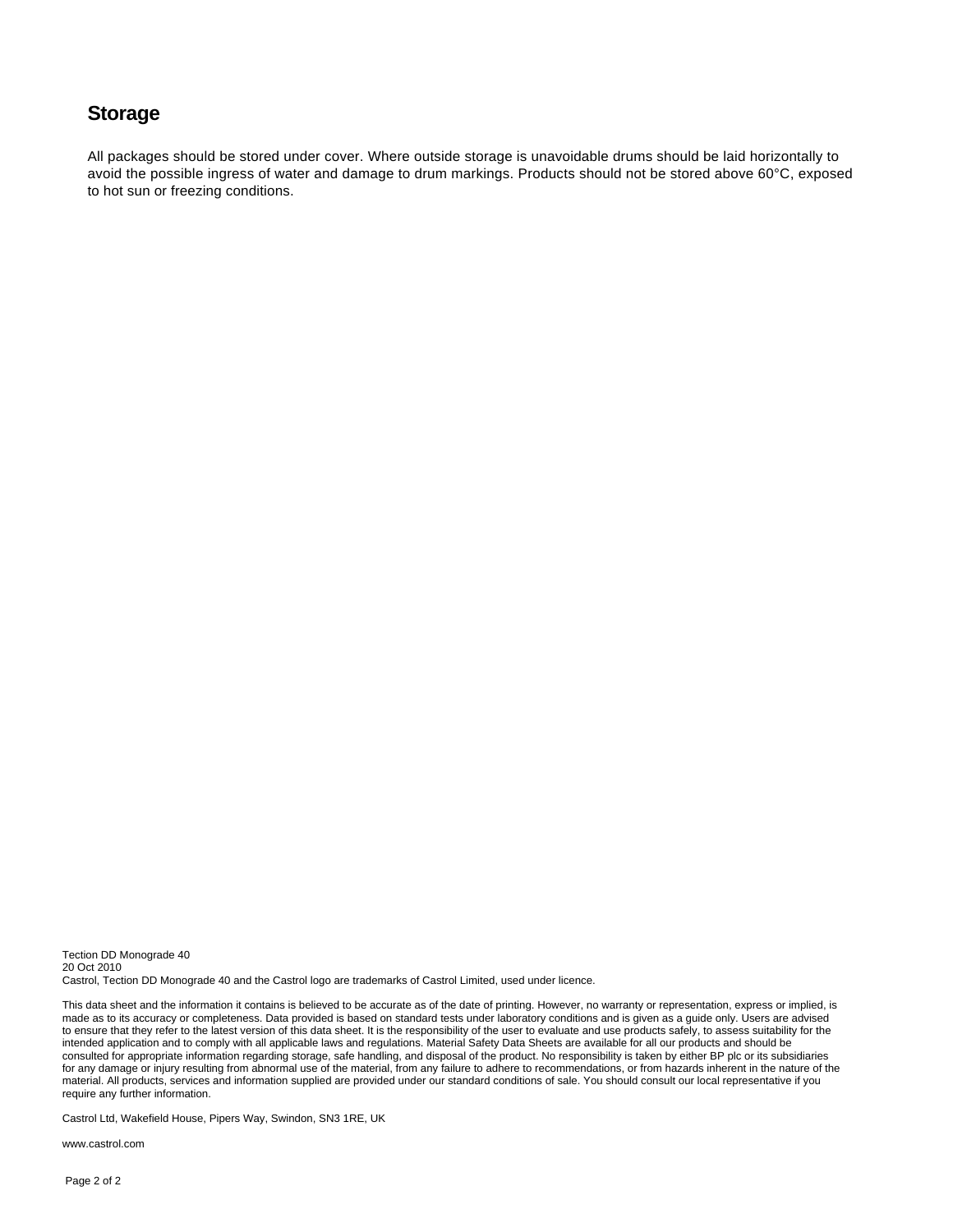## Storage

All packages should be stored under cover. Where outside storage is unavoidable drums should be laid horizontally to avoid the possible ingress of water and damage to drum markings. Products should not be stored above 60°C, exposed to hot sun or freezing conditions.

Tection DD Monograde 40
20 Oct 2010
Castrol, Tection DD Monograde 40 and the Castrol logo are trademarks of Castrol Limited, used under licence.

This data sheet and the information it contains is believed to be accurate as of the date of printing. However, no warranty or representation, express or implied, is made as to its accuracy or completeness. Data provided is based on standard tests under laboratory conditions and is given as a guide only. Users are advised to ensure that they refer to the latest version of this data sheet. It is the responsibility of the user to evaluate and use products safely, to assess suitability for the intended application and to comply with all applicable laws and regulations. Material Safety Data Sheets are available for all our products and should be consulted for appropriate information regarding storage, safe handling, and disposal of the product. No responsibility is taken by either BP plc or its subsidiaries for any damage or injury resulting from abnormal use of the material, from any failure to adhere to recommendations, or from hazards inherent in the nature of the material. All products, services and information supplied are provided under our standard conditions of sale. You should consult our local representative if you require any further information.

Castrol Ltd, Wakefield House, Pipers Way, Swindon, SN3 1RE, UK

www.castrol.com